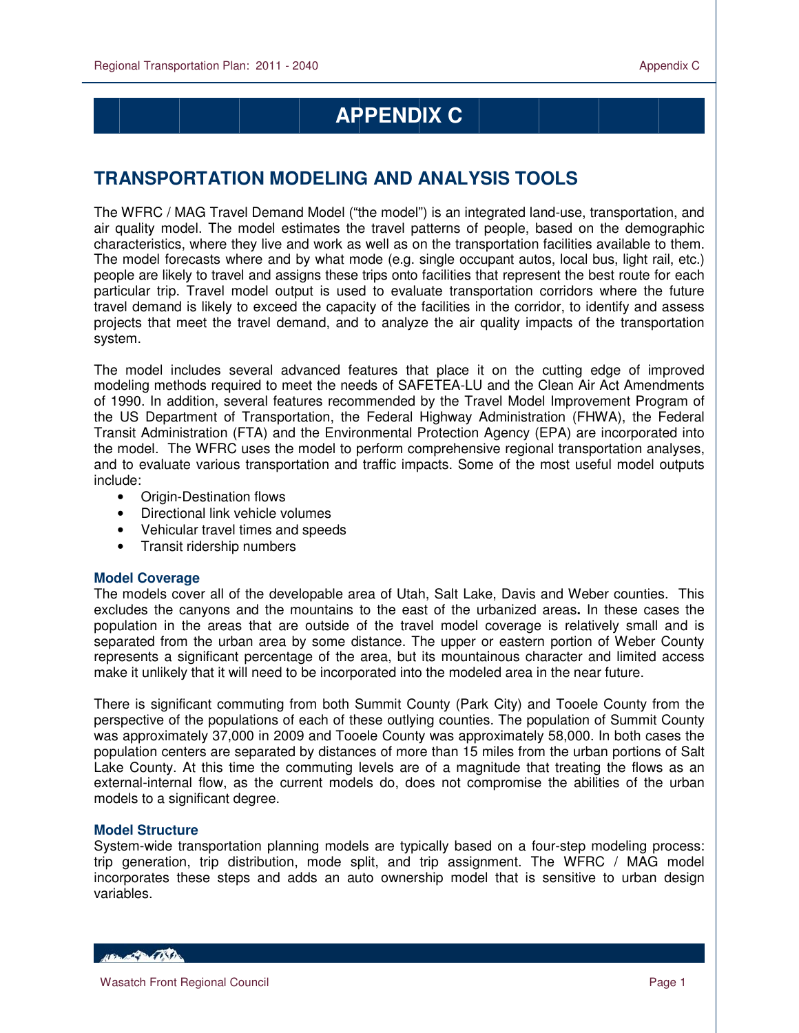// APPENDIX C

## TRANSPORTATION MODELING AND ANALYSIS TOOLS

The WFRC / MAG Travel Demand Model ("the model") is an integrated land-use, transportation, and air quality model. The model estimates the travel patterns of people, based on the demographic characteristics, where they live and work as well as on the transportation facilities available to them. The model forecasts where and by what mode (e.g. single occupant autos, local bus, light rail, etc.) people are likely to travel and assigns these trips onto facilities that represent the best route for each particular trip. Travel model output is used to evaluate transportation corridors where the future travel demand is likely to exceed the capacity of the facilities in the corridor, to identify and assess projects that meet the travel demand, and to analyze the air quality impacts of the transportation system.

The model includes several advanced features that place it on the cutting edge of improved modeling methods required to meet the needs of SAFETEA-LU and the Clean Air Act Amendments of 1990. In addition, several features recommended by the Travel Model Improvement Program of the US Department of Transportation, the Federal Highway Administration (FHWA), the Federal Transit Administration (FTA) and the Environmental Protection Agency (EPA) are incorporated into the model. The WFRC uses the model to perform comprehensive regional transportation analyses, and to evaluate various transportation and traffic impacts. Some of the most useful model outputs include:

- Origin-Destination flows
- Directional link vehicle volumes
- Vehicular travel times and speeds
- Transit ridership numbers

### Model Coverage

The models cover all of the developable area of Utah, Salt Lake, Davis and Weber counties. This excludes the canyons and the mountains to the east of the urbanized areas**.** In these cases the population in the areas that are outside of the travel model coverage is relatively small and is separated from the urban area by some distance. The upper or eastern portion of Weber County represents a significant percentage of the area, but its mountainous character and limited access make it unlikely that it will need to be incorporated into the modeled area in the near future.

There is significant commuting from both Summit County (Park City) and Tooele County from the perspective of the populations of each of these outlying counties. The population of Summit County was approximately 37,000 in 2009 and Tooele County was approximately 58,000. In both cases the population centers are separated by distances of more than 15 miles from the urban portions of Salt Lake County. At this time the commuting levels are of a magnitude that treating the flows as an external-internal flow, as the current models do, does not compromise the abilities of the urban models to a significant degree.

### Model Structure

System-wide transportation planning models are typically based on a four-step modeling process: trip generation, trip distribution, mode split, and trip assignment. The WFRC / MAG model incorporates these steps and adds an auto ownership model that is sensitive to urban design variables.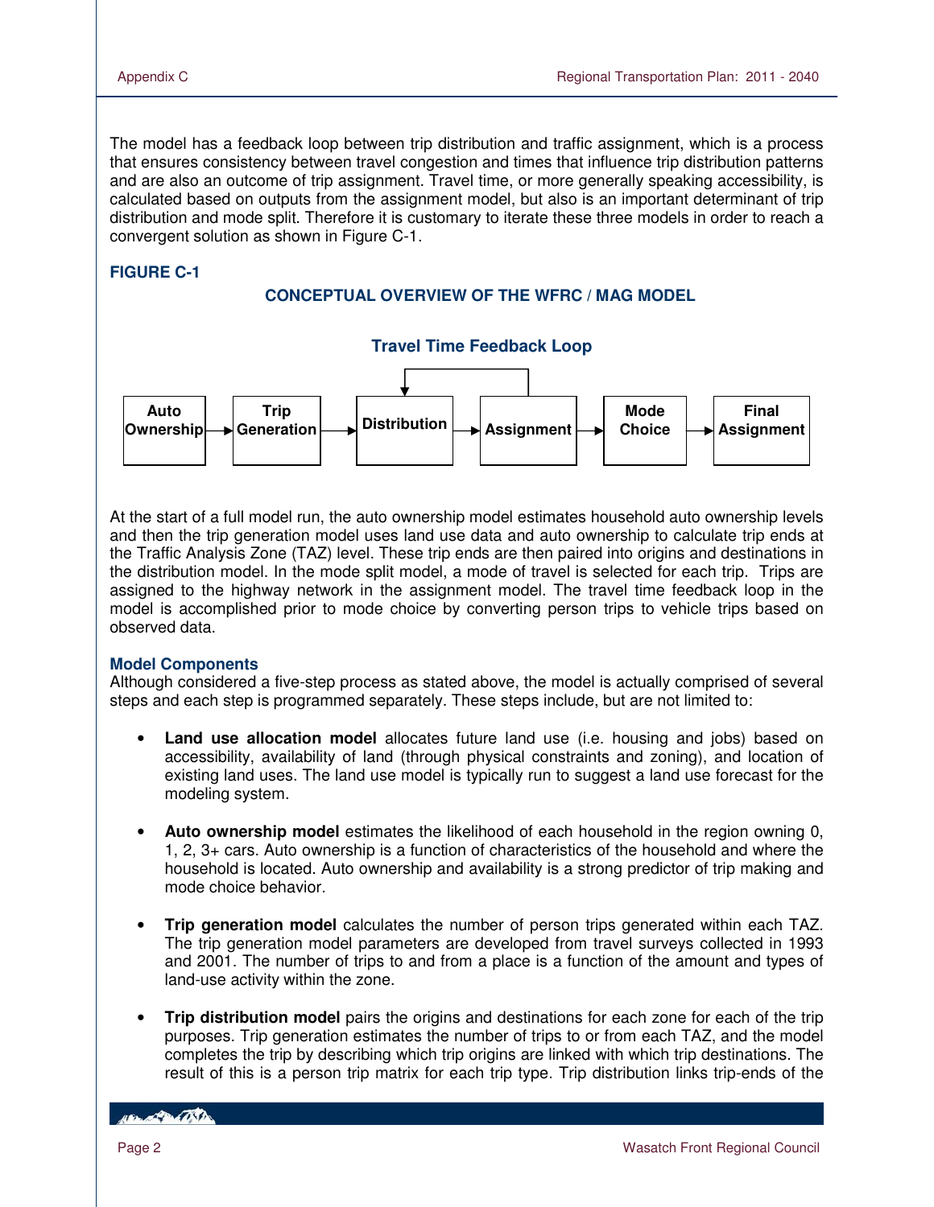The model has a feedback loop between trip distribution and traffic assignment, which is a process that ensures consistency between travel congestion and times that influence trip distribution patterns and are also an outcome of trip assignment. Travel time, or more generally speaking accessibility, is calculated based on outputs from the assignment model, but also is an important determinant of trip distribution and mode split. Therefore it is customary to iterate these three models in order to reach a convergent solution as shown in Figure C-1.

**FIGURE C-1**

**CONCEPTUAL OVERVIEW OF THE WFRC / MAG MODEL**

**Travel Time Feedback Loop**

**Auto Ownership** → **Trip Generation** → **Distribution** → **Assignment** → **Mode Choice** → **Final Assignment**

At the start of a full model run, the auto ownership model estimates household auto ownership levels and then the trip generation model uses land use data and auto ownership to calculate trip ends at the Traffic Analysis Zone (TAZ) level. These trip ends are then paired into origins and destinations in the distribution model. In the mode split model, a mode of travel is selected for each trip. Trips are assigned to the highway network in the assignment model. The travel time feedback loop in the model is accomplished prior to mode choice by converting person trips to vehicle trips based on observed data.

### Model Components

Although considered a five-step process as stated above, the model is actually comprised of several steps and each step is programmed separately. These steps include, but are not limited to:

- **Land use allocation model** allocates future land use (i.e. housing and jobs) based on accessibility, availability of land (through physical constraints and zoning), and location of existing land uses. The land use model is typically run to suggest a land use forecast for the modeling system.

- **Auto ownership model** estimates the likelihood of each household in the region owning 0, 1, 2, 3+ cars. Auto ownership is a function of characteristics of the household and where the household is located. Auto ownership and availability is a strong predictor of trip making and mode choice behavior.

- **Trip generation model** calculates the number of person trips generated within each TAZ. The trip generation model parameters are developed from travel surveys collected in 1993 and 2001. The number of trips to and from a place is a function of the amount and types of land-use activity within the zone.

- **Trip distribution model** pairs the origins and destinations for each zone for each of the trip purposes. Trip generation estimates the number of trips to or from each TAZ, and the model completes the trip by describing which trip origins are linked with which trip destinations. The result of this is a person trip matrix for each trip type. Trip distribution links trip-ends of the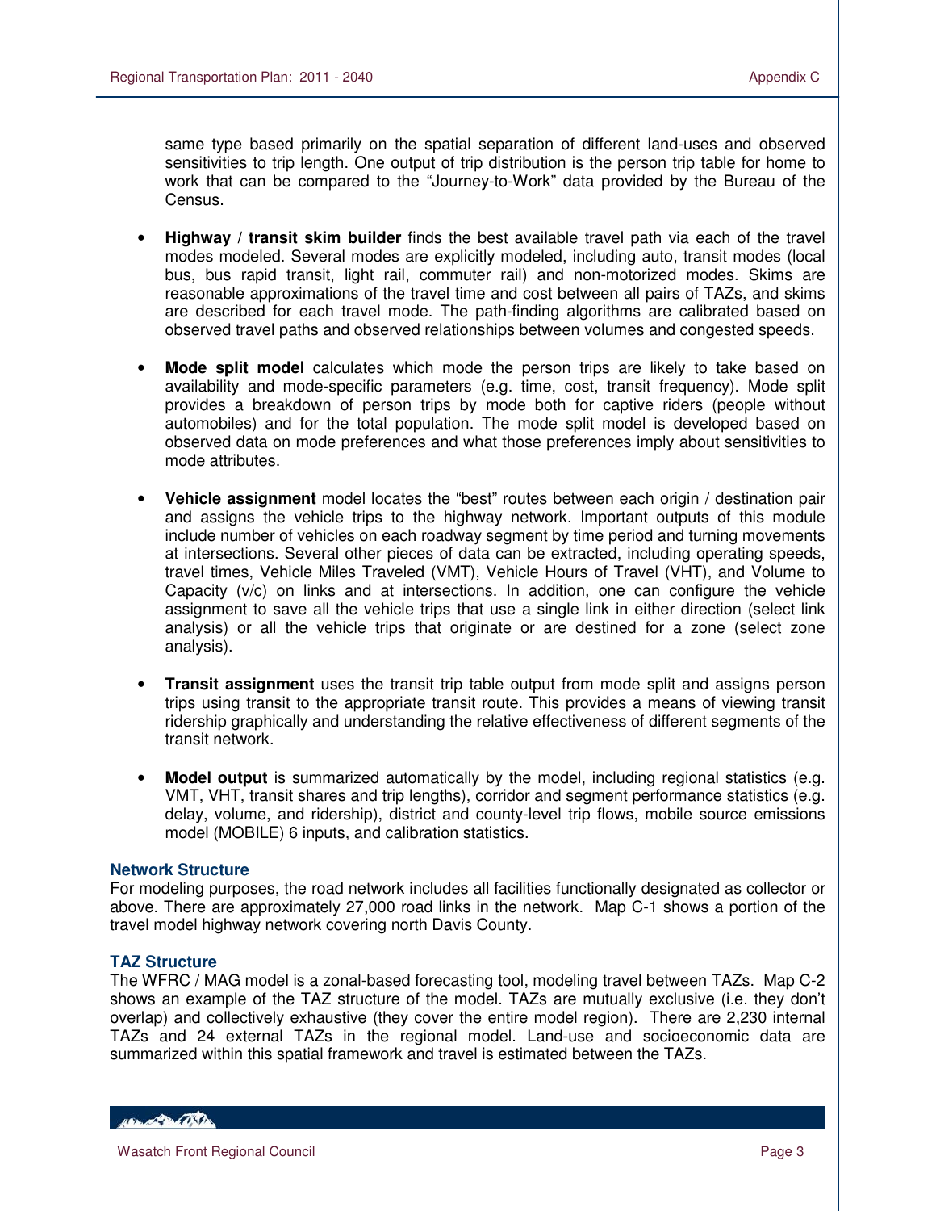same type based primarily on the spatial separation of different land-uses and observed sensitivities to trip length. One output of trip distribution is the person trip table for home to work that can be compared to the "Journey-to-Work" data provided by the Bureau of the Census.

- **Highway / transit skim builder** finds the best available travel path via each of the travel modes modeled. Several modes are explicitly modeled, including auto, transit modes (local bus, bus rapid transit, light rail, commuter rail) and non-motorized modes. Skims are reasonable approximations of the travel time and cost between all pairs of TAZs, and skims are described for each travel mode. The path-finding algorithms are calibrated based on observed travel paths and observed relationships between volumes and congested speeds.

- **Mode split model** calculates which mode the person trips are likely to take based on availability and mode-specific parameters (e.g. time, cost, transit frequency). Mode split provides a breakdown of person trips by mode both for captive riders (people without automobiles) and for the total population. The mode split model is developed based on observed data on mode preferences and what those preferences imply about sensitivities to mode attributes.

- **Vehicle assignment** model locates the "best" routes between each origin / destination pair and assigns the vehicle trips to the highway network. Important outputs of this module include number of vehicles on each roadway segment by time period and turning movements at intersections. Several other pieces of data can be extracted, including operating speeds, travel times, Vehicle Miles Traveled (VMT), Vehicle Hours of Travel (VHT), and Volume to Capacity (v/c) on links and at intersections. In addition, one can configure the vehicle assignment to save all the vehicle trips that use a single link in either direction (select link analysis) or all the vehicle trips that originate or are destined for a zone (select zone analysis).

- **Transit assignment** uses the transit trip table output from mode split and assigns person trips using transit to the appropriate transit route. This provides a means of viewing transit ridership graphically and understanding the relative effectiveness of different segments of the transit network.

- **Model output** is summarized automatically by the model, including regional statistics (e.g. VMT, VHT, transit shares and trip lengths), corridor and segment performance statistics (e.g. delay, volume, and ridership), district and county-level trip flows, mobile source emissions model (MOBILE) 6 inputs, and calibration statistics.

### Network Structure

For modeling purposes, the road network includes all facilities functionally designated as collector or above. There are approximately 27,000 road links in the network. Map C-1 shows a portion of the travel model highway network covering north Davis County.

### TAZ Structure

The WFRC / MAG model is a zonal-based forecasting tool, modeling travel between TAZs. Map C-2 shows an example of the TAZ structure of the model. TAZs are mutually exclusive (i.e. they don't overlap) and collectively exhaustive (they cover the entire model region). There are 2,230 internal TAZs and 24 external TAZs in the regional model. Land-use and socioeconomic data are summarized within this spatial framework and travel is estimated between the TAZs.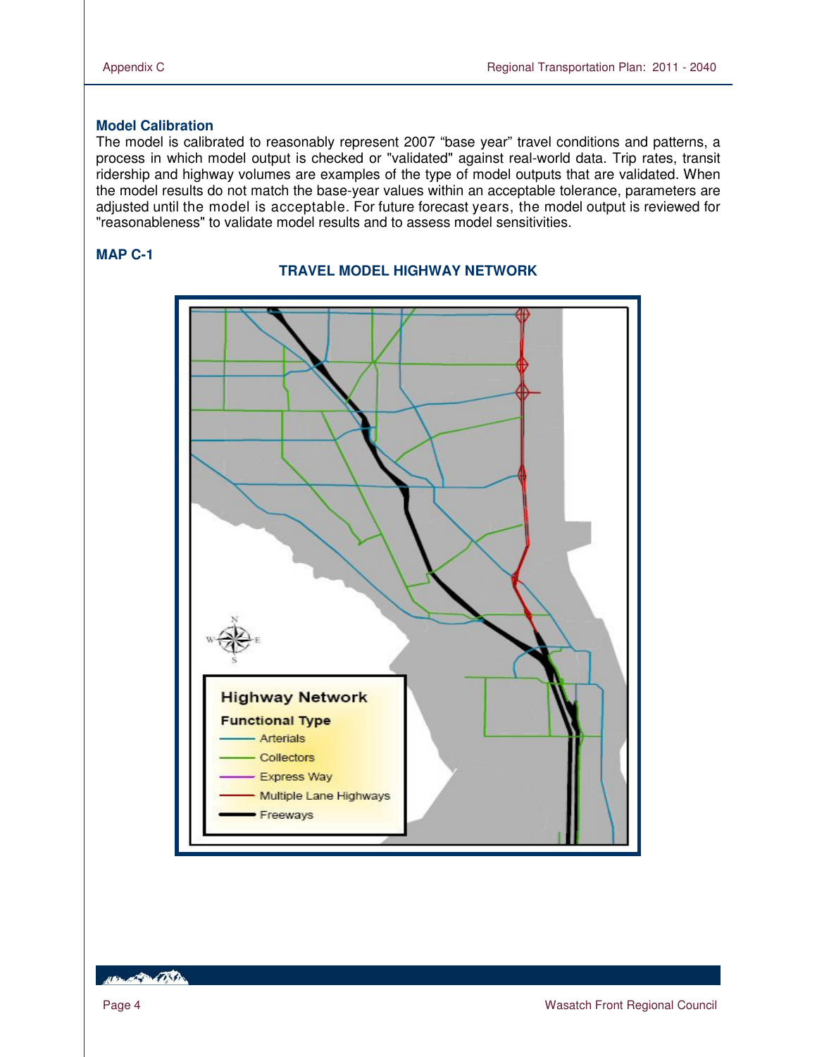## Model Calibration

The model is calibrated to reasonably represent 2007 “base year” travel conditions and patterns, a process in which model output is checked or "validated" against real-world data. Trip rates, transit ridership and highway volumes are examples of the type of model outputs that are validated. When the model results do not match the base-year values within an acceptable tolerance, parameters are adjusted until the model is acceptable. For future forecast years, the model output is reviewed for "reasonableness" to validate model results and to assess model sensitivities.

**MAP C-1**

**TRAVEL MODEL HIGHWAY NETWORK**

Highway Network

Functional Type

- Arterials
- Collectors
- Express Way
- Multiple Lane Highways
- Freeways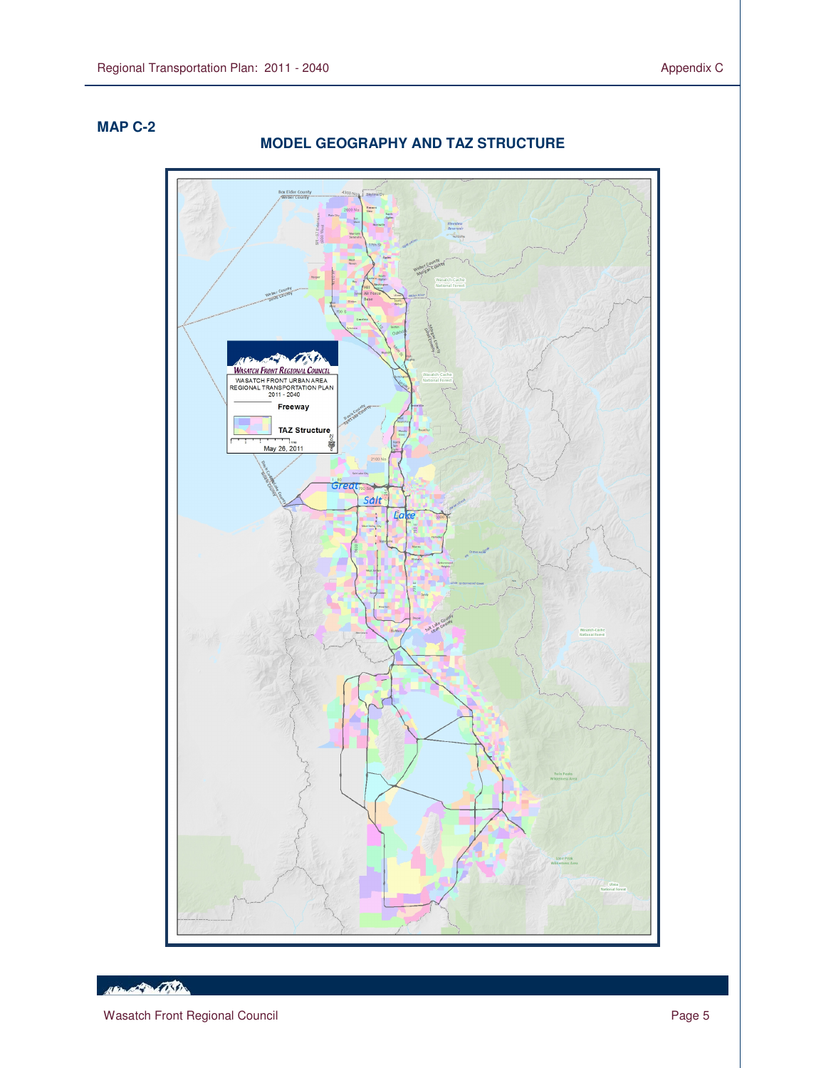**MAP C-2**

## MODEL GEOGRAPHY AND TAZ STRUCTURE